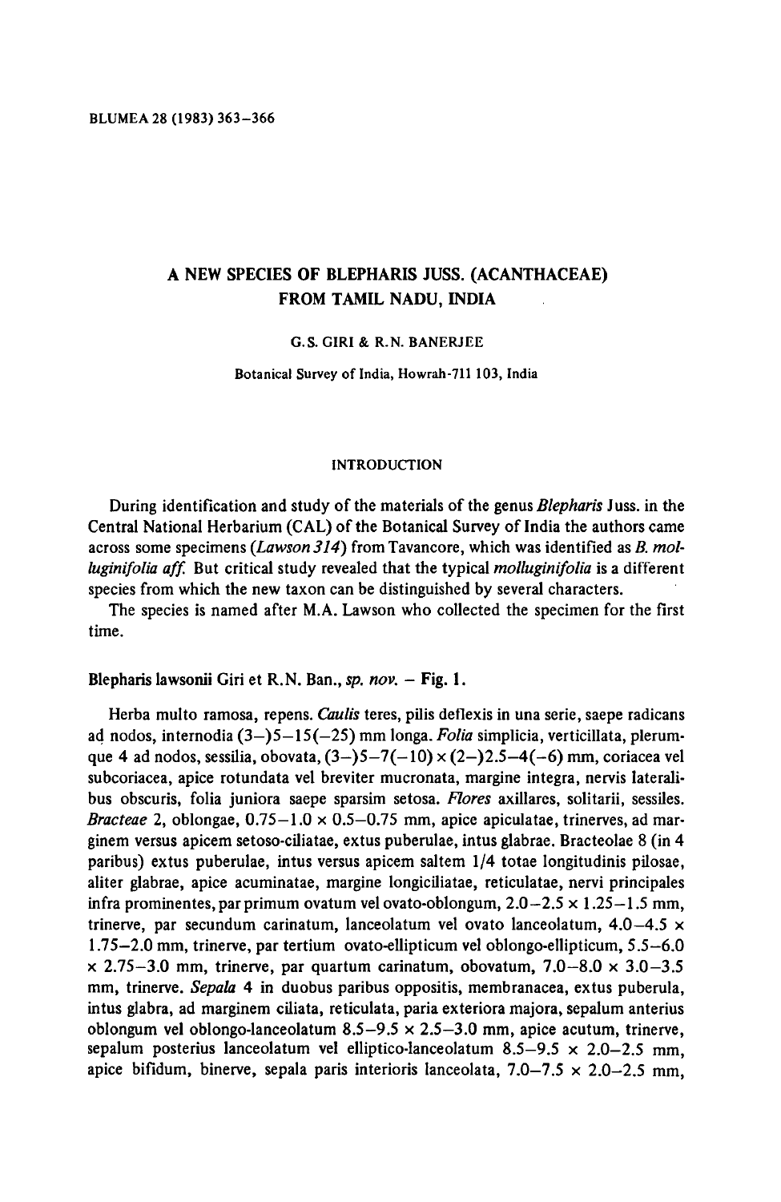# A NEW SPECIES OF BLEPHARIS JUSS. (ACANTHACEAE) FROM TAMIL NADU, INDIA

G.S. GIRI & R.N. BANERJEE

Botanical Survey of India, Howrah-711 103, India

## INTRODUCTION

During identification and study of the materials of the genus *Blepharis* Juss. in the Central National Herbarium (CAL) of the Botanical Survey of India the authors came across some specimens (*Lawson 314*) from Tavancore, which was identified as *B. molluginifolia aff.* But critical study revealed that the typical *molluginifolia* is a different species from which the new taxon can be distinguished by several characters.

The species is named after M.A. Lawson who collected the specimen for the first time.

**Blepharis lawsonii Giri et R.N. Ban.,** *sp. nov.* – **Fig. 1.**

Herba multo ramosa, repens. *Caulis* teres, pilis deflexis in una serie, saepe radicans ad nodos, internodia (3–)5–15(–25) mm longa. *Folia* simplicia, verticillata, plerumque 4 ad nodos, sessilia, obovata, (3–)5–7(–10) × (2–)2.5–4(–6) mm, coriacea vel subcoriacea, apice rotundata vel breviter mucronata, margine integra, nervis lateralibus obscuris, folia juniora saepe sparsim setosa. *Flores* axillares, solitarii, sessiles. *Bracteae* 2, oblongae, 0.75–1.0 × 0.5–0.75 mm, apice apiculatae, trinerves, ad marginem versus apicem setoso-ciliatae, extus puberulae, intus glabrae. Bracteolae 8 (in 4 paribus) extus puberulae, intus versus apicem saltem 1/4 totae longitudinis pilosae, aliter glabrae, apice acuminatae, margine longiciliatae, reticulatae, nervi principales infra prominentes, par primum ovatum vel ovato-oblongum, 2.0–2.5 × 1.25–1.5 mm, trinerve, par secundum carinatum, lanceolatum vel ovato lanceolatum, 4.0–4.5 × 1.75–2.0 mm, trinerve, par tertium ovato-ellipticum vel oblongo-ellipticum, 5.5–6.0 × 2.75–3.0 mm, trinerve, par quartum carinatum, obovatum, 7.0–8.0 × 3.0–3.5 mm, trinerve. *Sepala* 4 in duobus paribus oppositis, membranacea, extus puberula, intus glabra, ad marginem ciliata, reticulata, paria exteriora majora, sepalum anterius oblongum vel oblongo-lanceolatum 8.5–9.5 × 2.5–3.0 mm, apice acutum, trinerve, sepalum posterius lanceolatum vel elliptico-lanceolatum 8.5–9.5 × 2.0–2.5 mm, apice bifidum, binerve, sepala paris interioris lanceolata, 7.0–7.5 × 2.0–2.5 mm,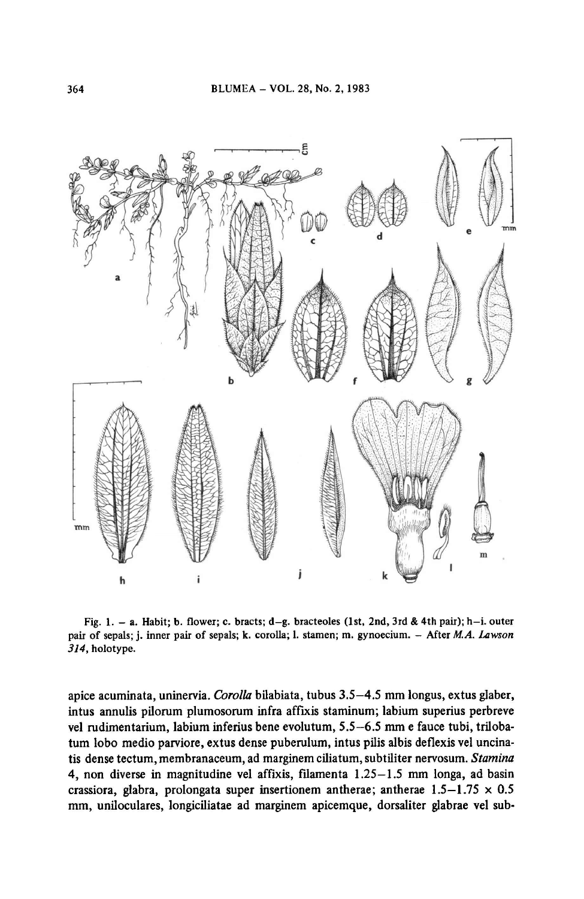Fig. 1. – a. Habit; b. flower; c. bracts; d–g. bracteoles (1st, 2nd, 3rd & 4th pair); h–i. outer pair of sepals; j. inner pair of sepals; k. corolla; l. stamen; m. gynoecium. – After *M.A. Lawson 314*, holotype.

apice acuminata, uninervia. *Corolla* bilabiata, tubus 3.5–4.5 mm longus, extus glaber, intus annulis pilorum plumosorum infra affixis staminum; labium superius perbreve vel rudimentarium, labium inferius bene evolutum, 5.5–6.5 mm e fauce tubi, trilobatum lobo medio parviore, extus dense puberulum, intus pilis albis deflexis vel uncinatis dense tectum, membranaceum, ad marginem ciliatum, subtiliter nervosum. *Stamina* 4, non diverse in magnitudine vel affixis, filamenta 1.25–1.5 mm longa, ad basin crassiora, glabra, prolongata super insertionem antherae; antherae 1.5–1.75 × 0.5 mm, uniloculares, longiciliatae ad marginem apicemque, dorsaliter glabrae vel sub-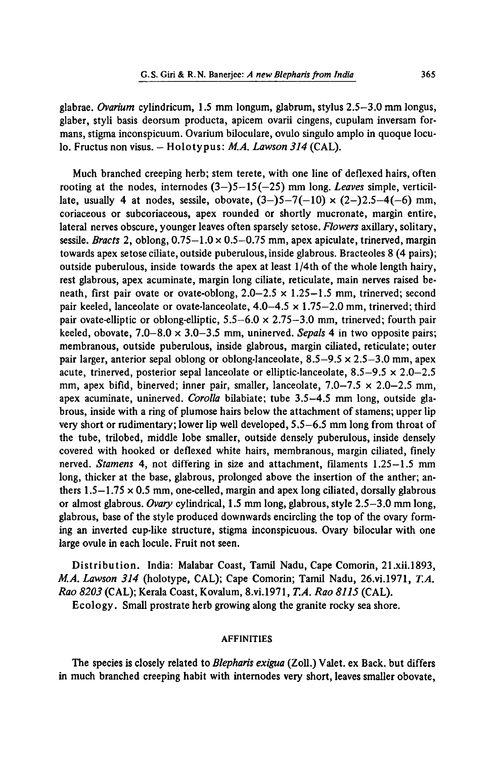glabrae. *Ovarium* cylindricum, 1.5 mm longum, glabrum, stylus 2.5–3.0 mm longus, glaber, styli basis deorsum producta, apicem ovarii cingens, cupulam inversam formans, stigma inconspicuum. Ovarium biloculare, ovulo singulo amplo in quoque loculo. Fructus non visus. – Holotypus: *M.A. Lawson 314* (CAL).

Much branched creeping herb; stem terete, with one line of deflexed hairs, often rooting at the nodes, internodes (3–)5–15(–25) mm long. *Leaves* simple, verticillate, usually 4 at nodes, sessile, obovate, (3–)5–7(–10) × (2–)2.5–4(–6) mm, coriaceous or subcoriaceous, apex rounded or shortly mucronate, margin entire, lateral nerves obscure, younger leaves often sparsely setose. *Flowers* axillary, solitary, sessile. *Bracts* 2, oblong, 0.75–1.0 × 0.5–0.75 mm, apex apiculate, trinerved, margin towards apex setose ciliate, outside puberulous, inside glabrous. Bracteoles 8 (4 pairs); outside puberulous, inside towards the apex at least 1/4th of the whole length hairy, rest glabrous, apex acuminate, margin long ciliate, reticulate, main nerves raised beneath, first pair ovate or ovate-oblong, 2.0–2.5 × 1.25–1.5 mm, trinerved; second pair keeled, lanceolate or ovate-lanceolate, 4.0–4.5 × 1.75–2.0 mm, trinerved; third pair ovate-elliptic or oblong-elliptic, 5.5–6.0 × 2.75–3.0 mm, trinerved; fourth pair keeled, obovate, 7.0–8.0 × 3.0–3.5 mm, uninerved. *Sepals* 4 in two opposite pairs; membranous, outside puberulous, inside glabrous, margin ciliated, reticulate; outer pair larger, anterior sepal oblong or oblong-lanceolate, 8.5–9.5 × 2.5–3.0 mm, apex acute, trinerved, posterior sepal lanceolate or elliptic-lanceolate, 8.5–9.5 × 2.0–2.5 mm, apex bifid, binerved; inner pair, smaller, lanceolate, 7.0–7.5 × 2.0–2.5 mm, apex acuminate, uninerved. *Corolla* bilabiate; tube 3.5–4.5 mm long, outside glabrous, inside with a ring of plumose hairs below the attachment of stamens; upper lip very short or rudimentary; lower lip well developed, 5.5–6.5 mm long from throat of the tube, trilobed, middle lobe smaller, outside densely puberulous, inside densely covered with hooked or deflexed white hairs, membranous, margin ciliated, finely nerved. *Stamens* 4, not differing in size and attachment, filaments 1.25–1.5 mm long, thicker at the base, glabrous, prolonged above the insertion of the anther; anthers 1.5–1.75 × 0.5 mm, one-celled, margin and apex long ciliated, dorsally glabrous or almost glabrous. *Ovary* cylindrical, 1.5 mm long, glabrous, style 2.5–3.0 mm long, glabrous, base of the style produced downwards encircling the top of the ovary forming an inverted cup-like structure, stigma inconspicuous. Ovary bilocular with one large ovule in each locule. Fruit not seen.

Distribution. India: Malabar Coast, Tamil Nadu, Cape Comorin, 21.xii.1893, *M.A. Lawson 314* (holotype, CAL); Cape Comorin; Tamil Nadu, 26.vi.1971, *T.A. Rao 8203* (CAL); Kerala Coast, Kovalum, 8.vi.1971, *T.A. Rao 8115* (CAL).

Ecology. Small prostrate herb growing along the granite rocky sea shore.

## AFFINITIES

The species is closely related to *Blepharis exigua* (Zoll.) Valet. ex Back. but differs in much branched creeping habit with internodes very short, leaves smaller obovate,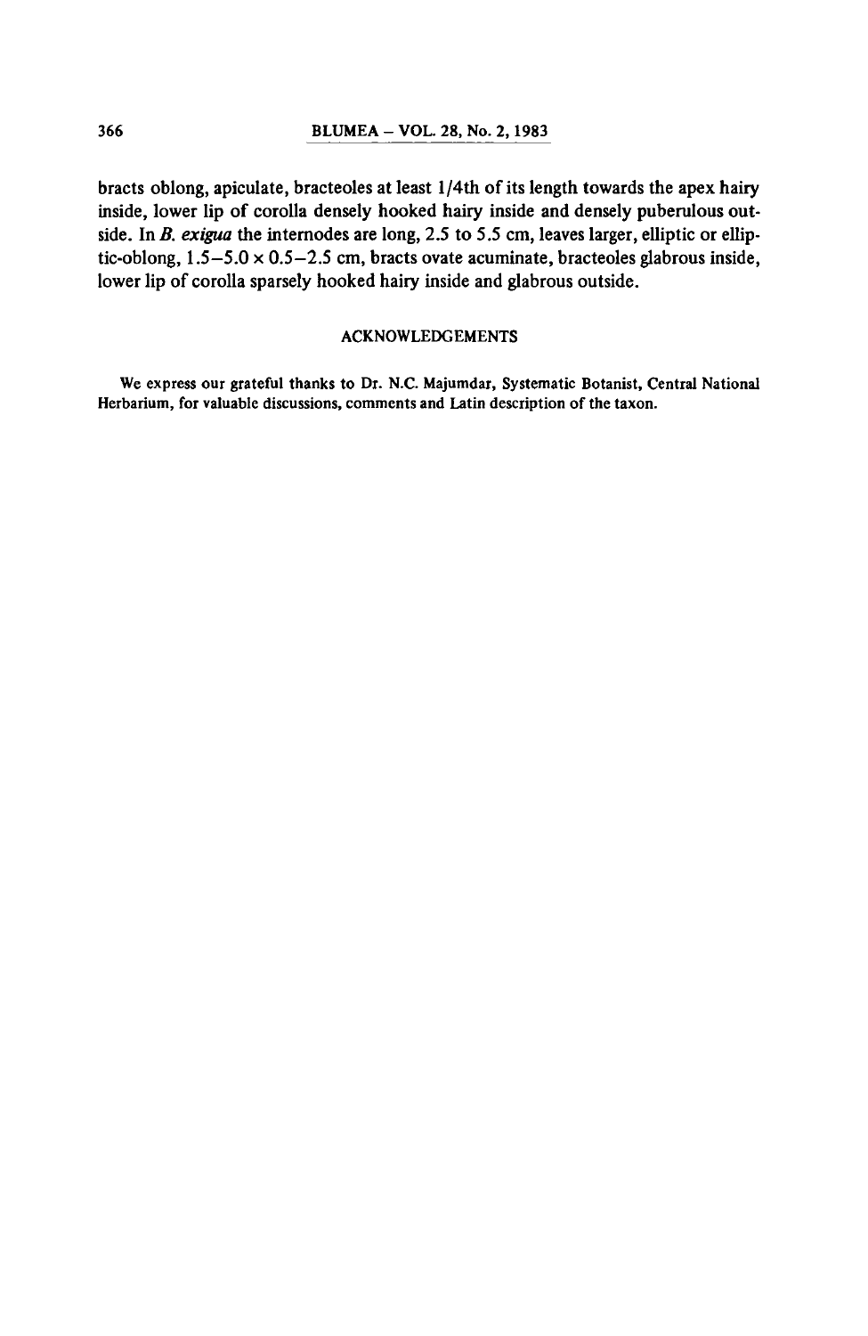bracts oblong, apiculate, bracteoles at least 1/4th of its length towards the apex hairy inside, lower lip of corolla densely hooked hairy inside and densely puberulous outside. In *B. exigua* the internodes are long, 2.5 to 5.5 cm, leaves larger, elliptic or elliptic-oblong, 1.5–5.0 × 0.5–2.5 cm, bracts ovate acuminate, bracteoles glabrous inside, lower lip of corolla sparsely hooked hairy inside and glabrous outside.

## ACKNOWLEDGEMENTS

We express our grateful thanks to Dr. N.C. Majumdar, Systematic Botanist, Central National Herbarium, for valuable discussions, comments and Latin description of the taxon.